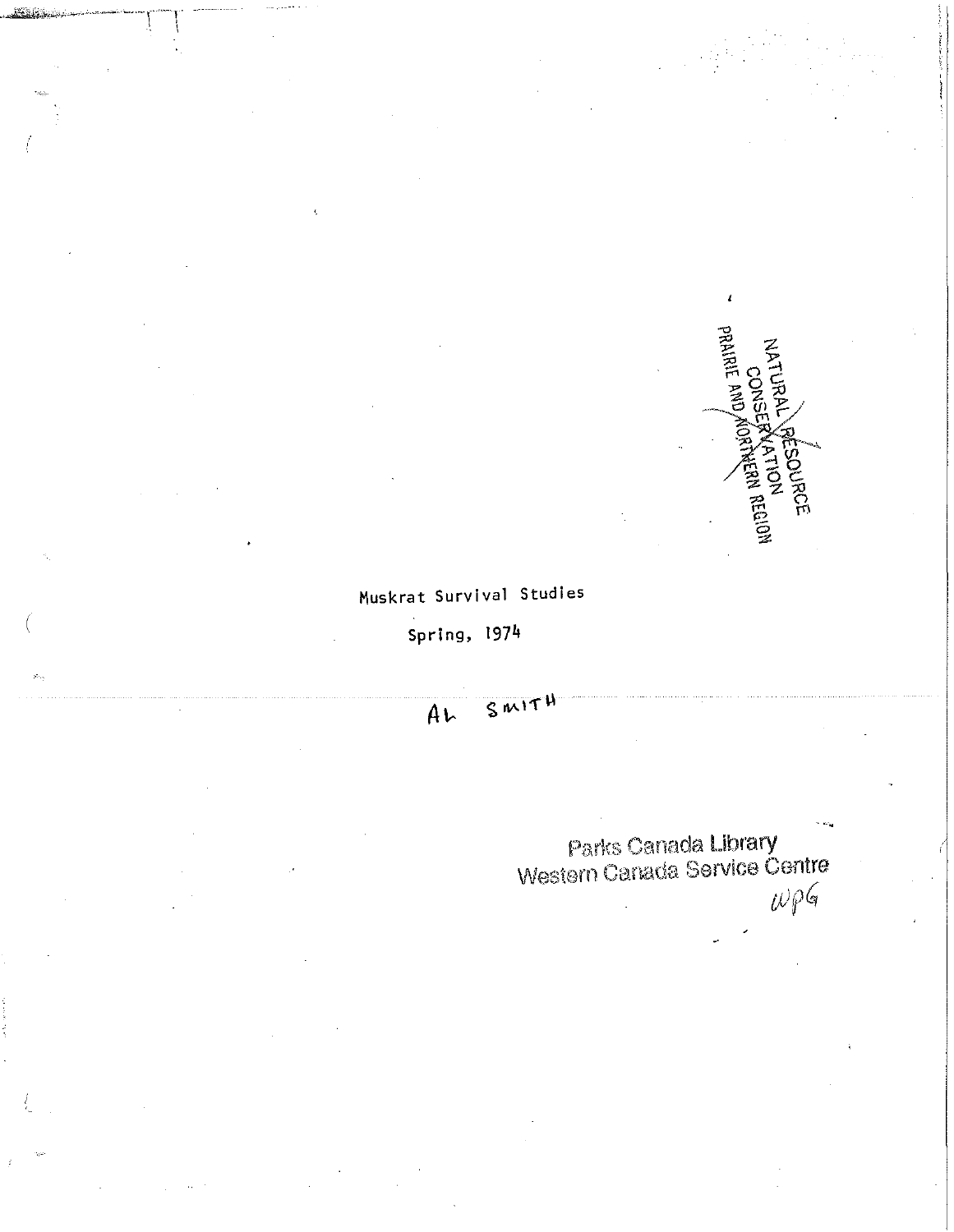NATURAL RESOURCE
CONSERVATION
PRAIRIE AND NORTHERN REGION

# Muskrat Survival Studies

Spring, 1974

AL SMITH

Parks Canada Library
Western Canada Service Centre
WPG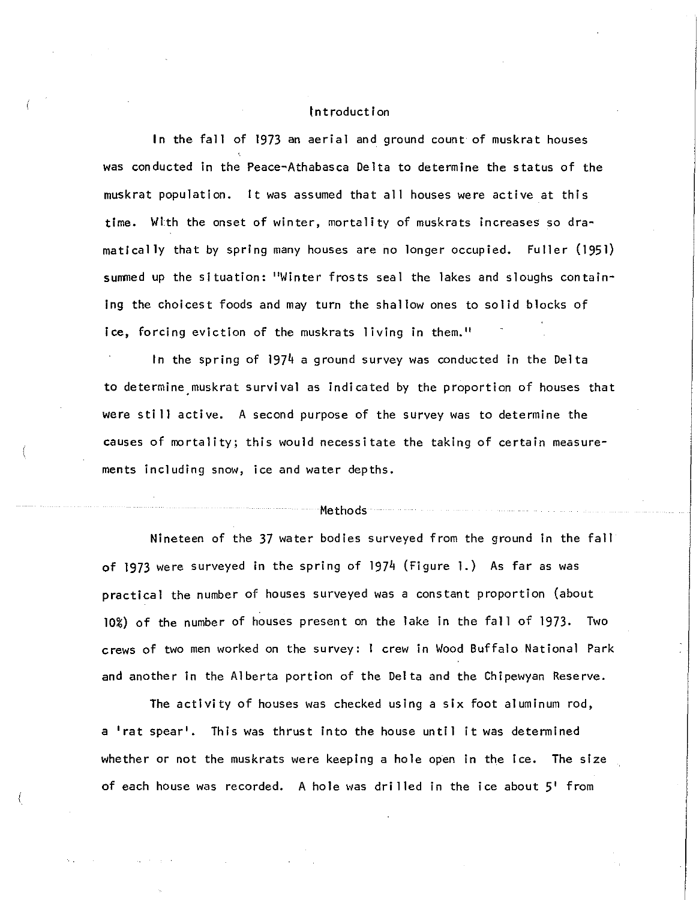## Introduction

In the fall of 1973 an aerial and ground count of muskrat houses was conducted in the Peace-Athabasca Delta to determine the status of the muskrat population. It was assumed that all houses were active at this time. With the onset of winter, mortality of muskrats increases so dramatically that by spring many houses are no longer occupied. Fuller (1951) summed up the situation: "Winter frosts seal the lakes and sloughs containing the choicest foods and may turn the shallow ones to solid blocks of ice, forcing eviction of the muskrats living in them."

In the spring of 1974 a ground survey was conducted in the Delta to determine muskrat survival as indicated by the proportion of houses that were still active. A second purpose of the survey was to determine the causes of mortality; this would necessitate the taking of certain measurements including snow, ice and water depths.

## Methods

Nineteen of the 37 water bodies surveyed from the ground in the fall of 1973 were surveyed in the spring of 1974 (Figure 1.) As far as was practical the number of houses surveyed was a constant proportion (about 10%) of the number of houses present on the lake in the fall of 1973. Two crews of two men worked on the survey: 1 crew in Wood Buffalo National Park and another in the Alberta portion of the Delta and the Chipewyan Reserve.

The activity of houses was checked using a six foot aluminum rod, a 'rat spear'. This was thrust into the house until it was determined whether or not the muskrats were keeping a hole open in the ice. The size of each house was recorded. A hole was drilled in the ice about 5' from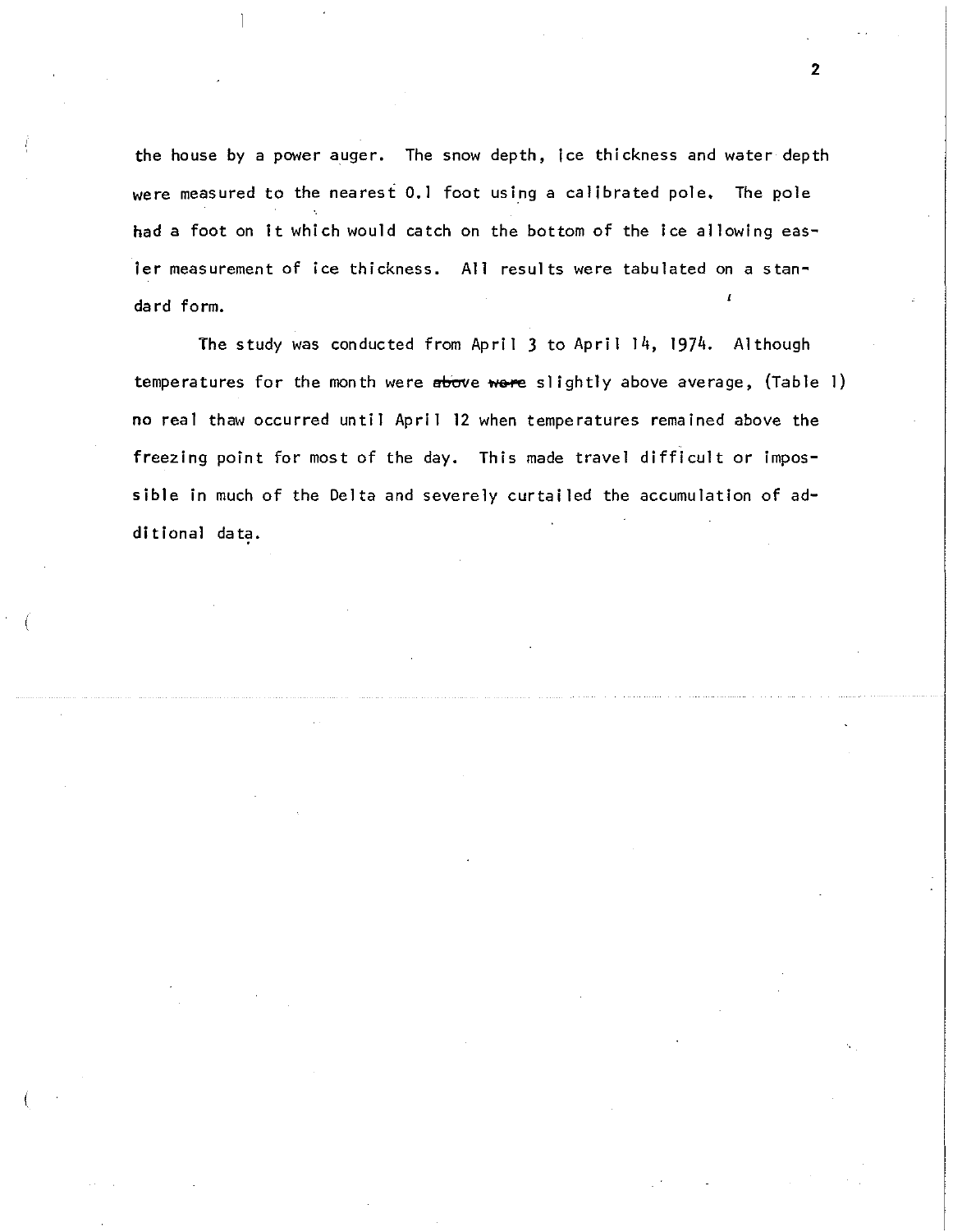the house by a power auger. The snow depth, ice thickness and water depth were measured to the nearest 0.1 foot using a calibrated pole. The pole had a foot on it which would catch on the bottom of the ice allowing easier measurement of ice thickness. All results were tabulated on a standard form.

The study was conducted from April 3 to April 14, 1974. Although temperatures for the month were ~~above were~~ slightly above average, (Table 1) no real thaw occurred until April 12 when temperatures remained above the freezing point for most of the day. This made travel difficult or impossible in much of the Delta and severely curtailed the accumulation of additional data.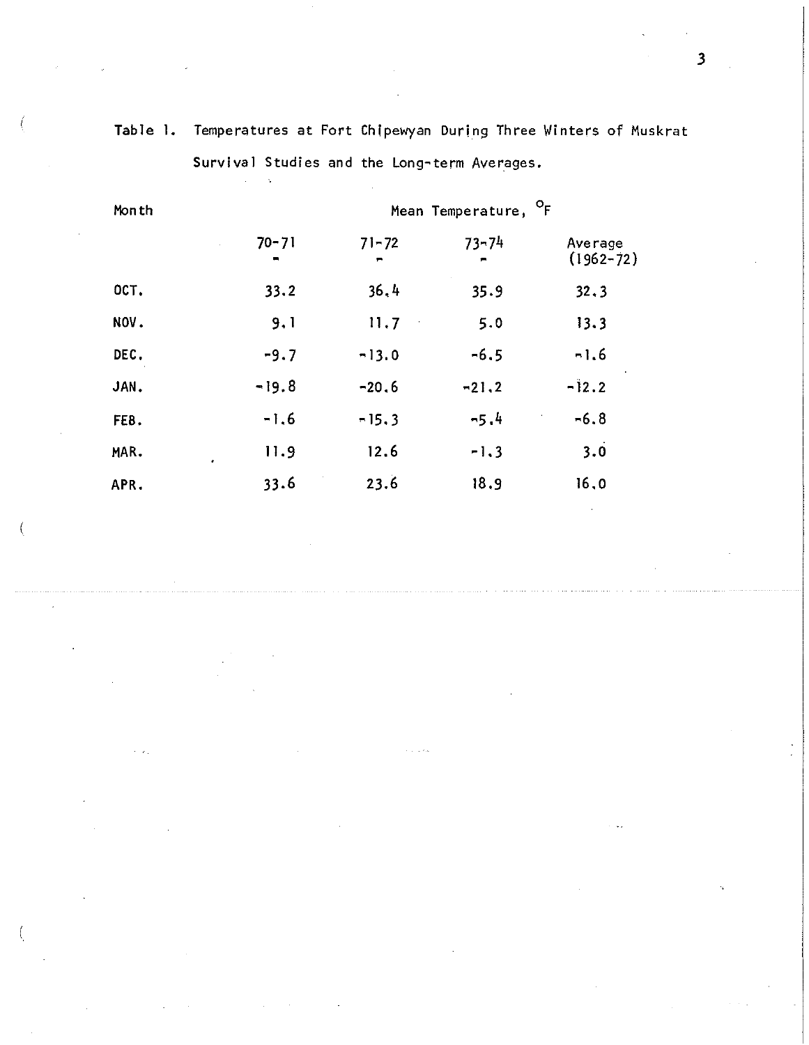Table 1. Temperatures at Fort Chipewyan During Three Winters of Muskrat Survival Studies and the Long-term Averages.

| Month | Mean Temperature, °F | | | |
|---|---|---|---|---|
| | 70-71 | 71-72 | 73-74 | Average (1962-72) |
| OCT. | 33.2 | 36.4 | 35.9 | 32.3 |
| NOV. | 9.1 | 11.7 | 5.0 | 13.3 |
| DEC. | -9.7 | -13.0 | -6.5 | -1.6 |
| JAN. | -19.8 | -20.6 | -21.2 | -12.2 |
| FEB. | -1.6 | -15.3 | -5.4 | -6.8 |
| MAR. | 11.9 | 12.6 | -1.3 | 3.0 |
| APR. | 33.6 | 23.6 | 18.9 | 16.0 |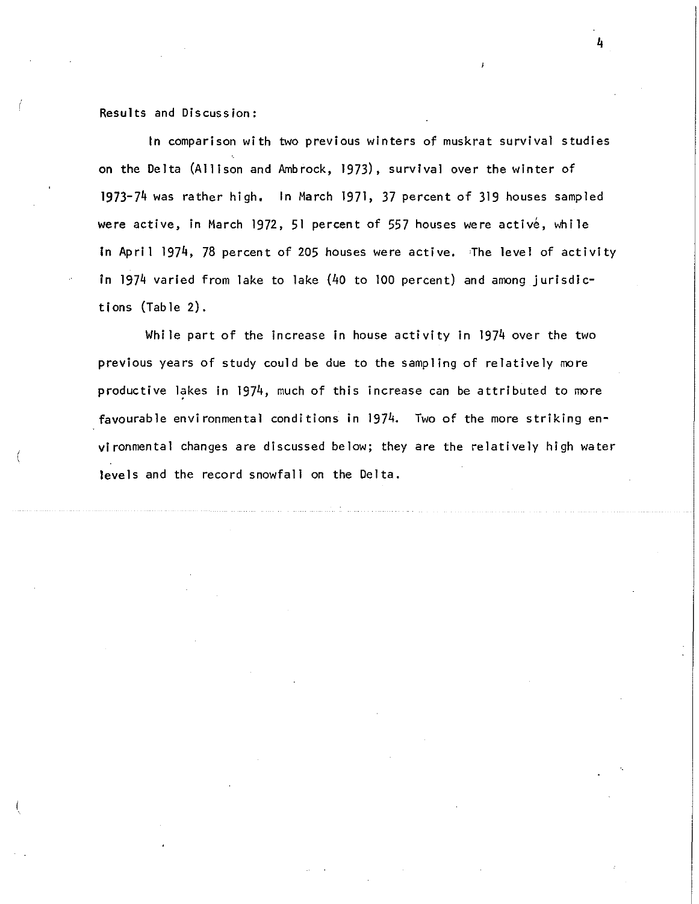Results and Discussion:

In comparison with two previous winters of muskrat survival studies on the Delta (Allison and Ambrock, 1973), survival over the winter of 1973-74 was rather high. In March 1971, 37 percent of 319 houses sampled were active, in March 1972, 51 percent of 557 houses were active, while in April 1974, 78 percent of 205 houses were active. The level of activity in 1974 varied from lake to lake (40 to 100 percent) and among jurisdictions (Table 2).

While part of the increase in house activity in 1974 over the two previous years of study could be due to the sampling of relatively more productive lakes in 1974, much of this increase can be attributed to more favourable environmental conditions in 1974. Two of the more striking environmental changes are discussed below; they are the relatively high water levels and the record snowfall on the Delta.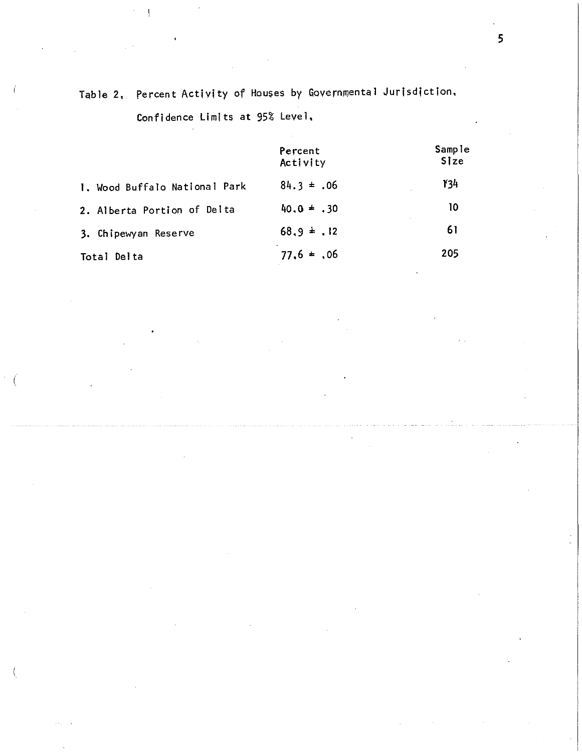Table 2. Percent Activity of Houses by Governmental Jurisdiction, Confidence Limits at 95% Level.

| | Percent Activity | Sample Size |
|---|---|---|
| 1. Wood Buffalo National Park | 84.3 ± .06 | 134 |
| 2. Alberta Portion of Delta | 40.0 ± .30 | 10 |
| 3. Chipewyan Reserve | 68.9 ± .12 | 61 |
| Total Delta | 77.6 ± .06 | 205 |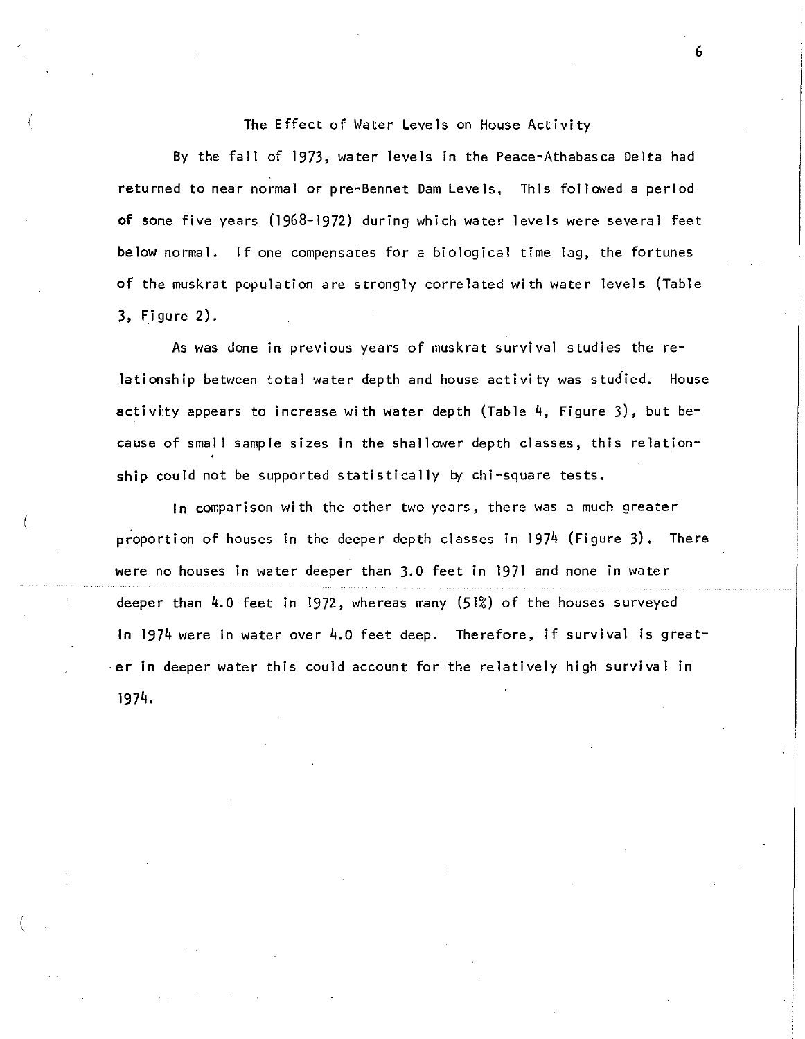## The Effect of Water Levels on House Activity

By the fall of 1973, water levels in the Peace-Athabasca Delta had returned to near normal or pre-Bennet Dam Levels. This followed a period of some five years (1968-1972) during which water levels were several feet below normal. If one compensates for a biological time lag, the fortunes of the muskrat population are strongly correlated with water levels (Table 3, Figure 2).

As was done in previous years of muskrat survival studies the relationship between total water depth and house activity was studied. House activity appears to increase with water depth (Table 4, Figure 3), but because of small sample sizes in the shallower depth classes, this relationship could not be supported statistically by chi-square tests.

In comparison with the other two years, there was a much greater proportion of houses in the deeper depth classes in 1974 (Figure 3). There were no houses in water deeper than 3.0 feet in 1971 and none in water deeper than 4.0 feet in 1972, whereas many (51%) of the houses surveyed in 1974 were in water over 4.0 feet deep. Therefore, if survival is greater in deeper water this could account for the relatively high survival in 1974.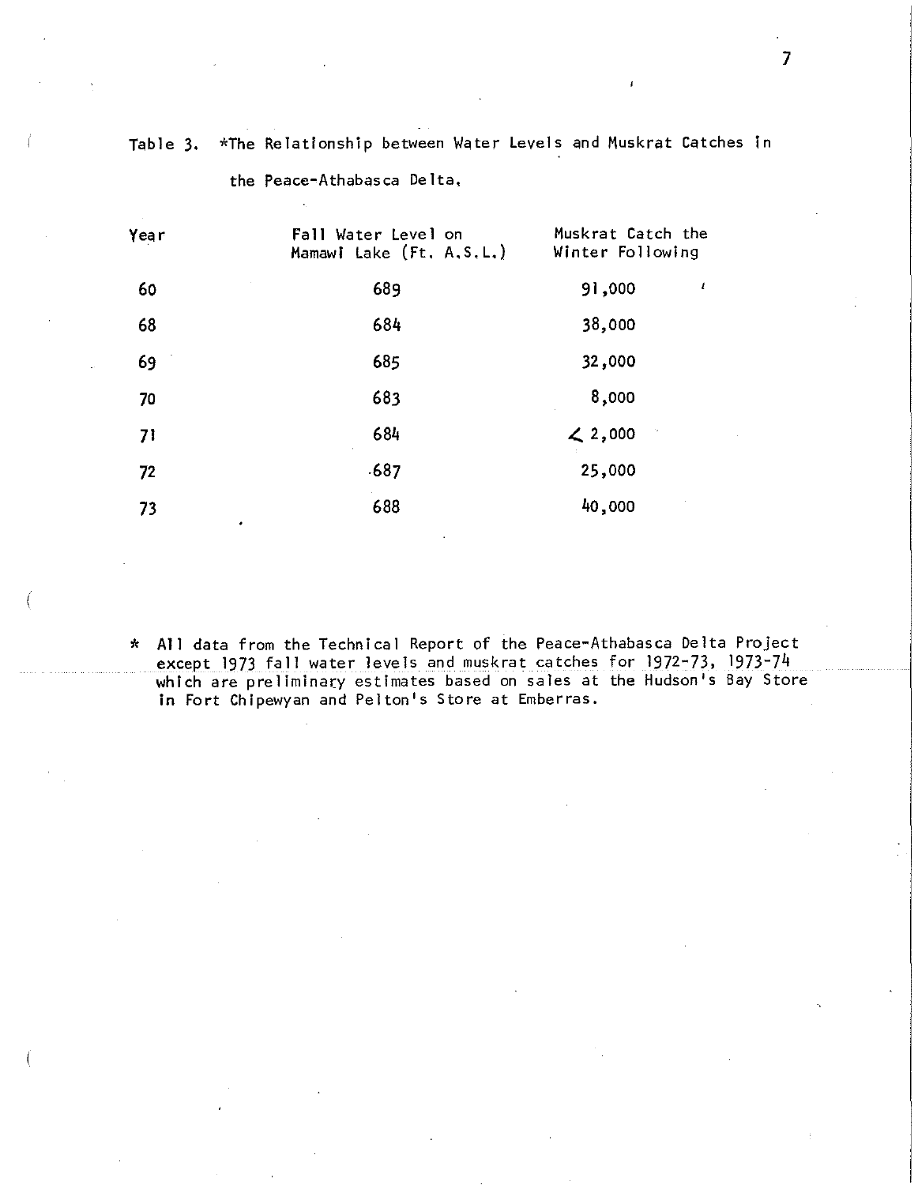Table 3. *The Relationship between Water Levels and Muskrat Catches in the Peace-Athabasca Delta.

| Year | Fall Water Level on Mamawi Lake (Ft. A.S.L.) | Muskrat Catch the Winter Following |
|---|---|---|
| 60 | 689 | 91,000 |
| 68 | 684 | 38,000 |
| 69 | 685 | 32,000 |
| 70 | 683 | 8,000 |
| 71 | 684 | $<$ 2,000 |
| 72 | 687 | 25,000 |
| 73 | 688 | 40,000 |

\* All data from the Technical Report of the Peace-Athabasca Delta Project except 1973 fall water levels and muskrat catches for 1972-73, 1973-74 which are preliminary estimates based on sales at the Hudson's Bay Store in Fort Chipewyan and Pelton's Store at Emberras.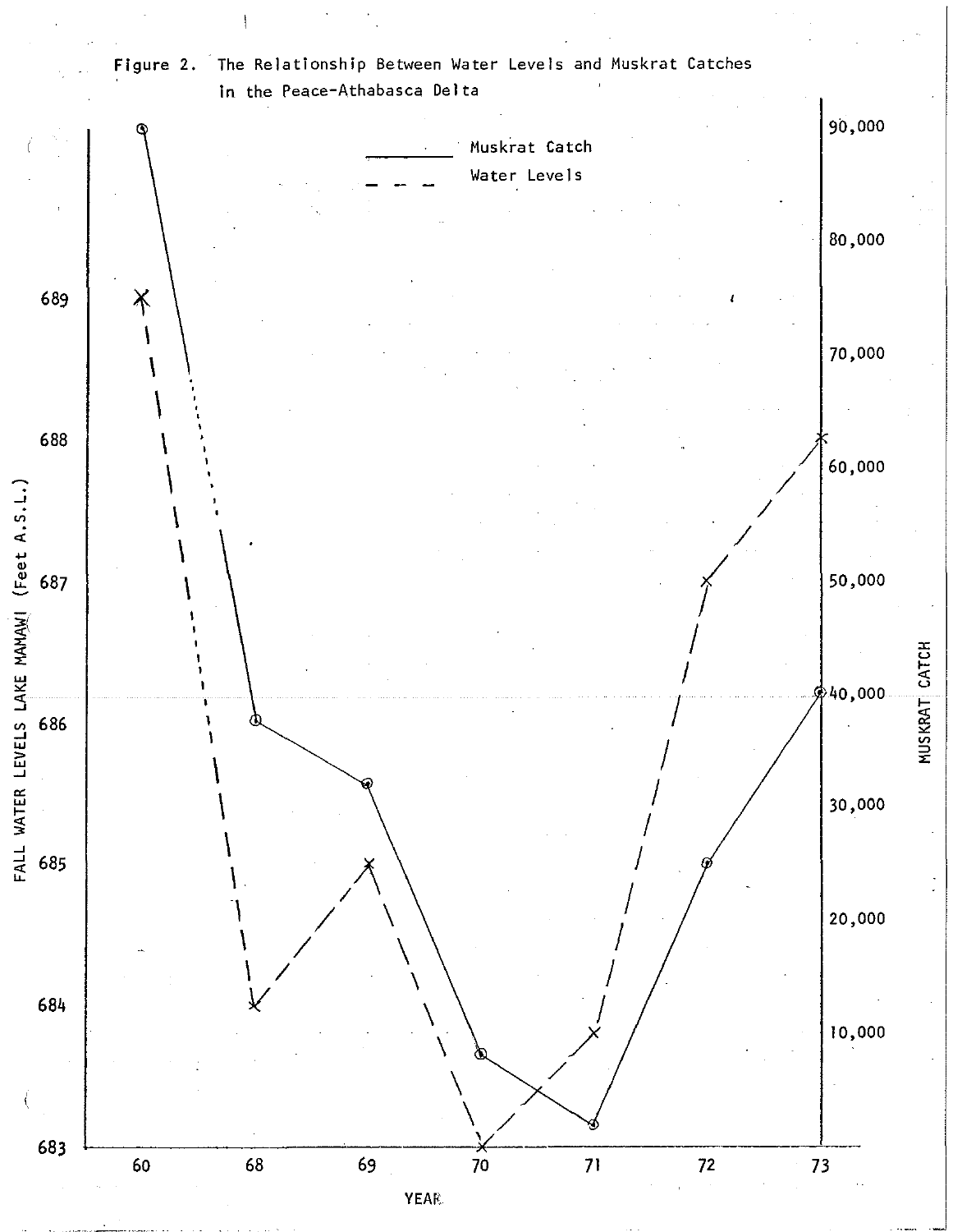Figure 2. The Relationship Between Water Levels and Muskrat Catches in the Peace-Athabasca Delta

——— Muskrat Catch

— — — Water Levels

FALL WATER LEVELS LAKE MAMAWI (Feet A.S.L.)

MUSKRAT CATCH

YEAR

| YEAR | 60 | 68 | 69 | 70 | 71 | 72 | 73 |
|---|---|---|---|---|---|---|---|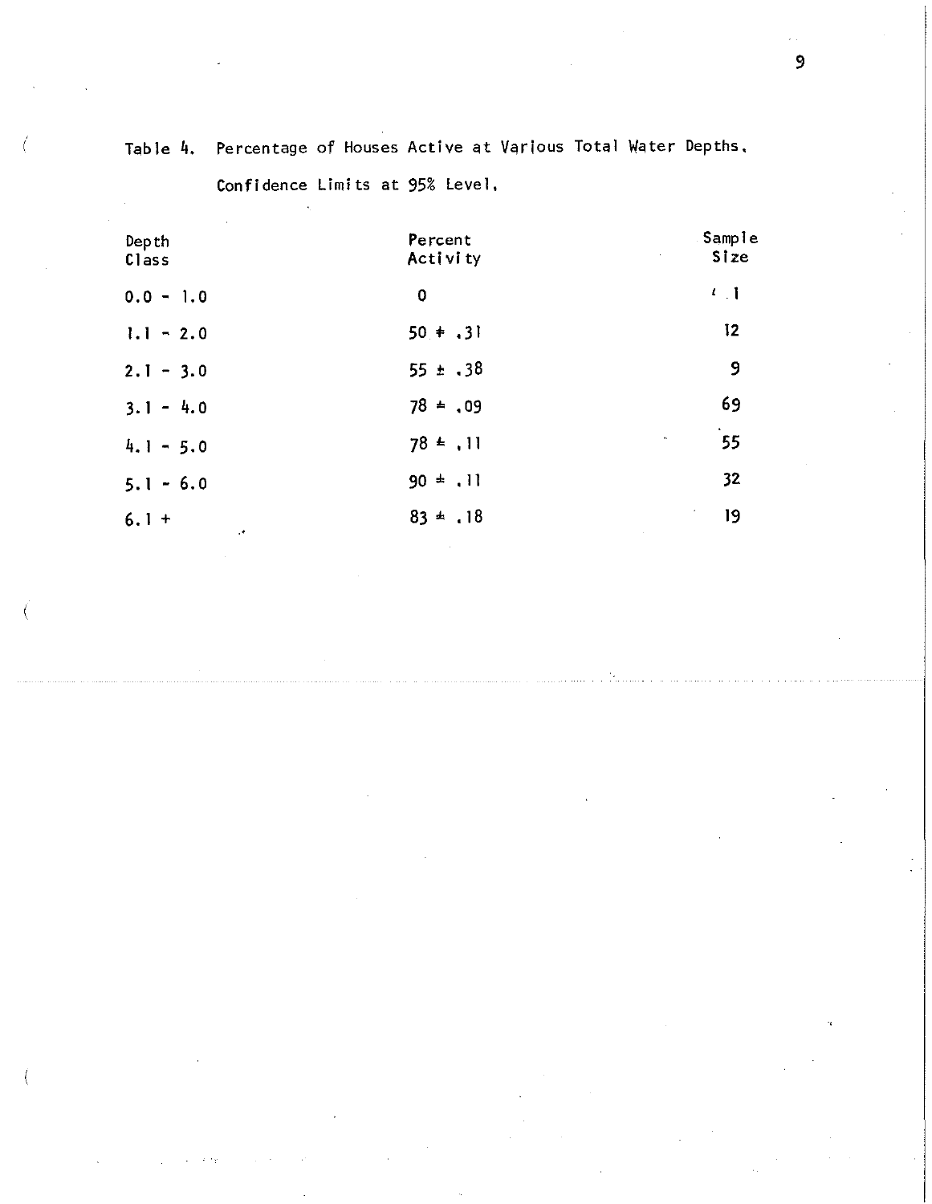Table 4. Percentage of Houses Active at Various Total Water Depths, Confidence Limits at 95% Level.

| Depth Class | Percent Activity | Sample Size |
|---|---|---|
| 0.0 - 1.0 | 0 | 1 |
| 1.1 - 2.0 | 50 ± .31 | 12 |
| 2.1 - 3.0 | 55 ± .38 | 9 |
| 3.1 - 4.0 | 78 ± .09 | 69 |
| 4.1 - 5.0 | 78 ± .11 | 55 |
| 5.1 - 6.0 | 90 ± .11 | 32 |
| 6.1 + | 83 ± .18 | 19 |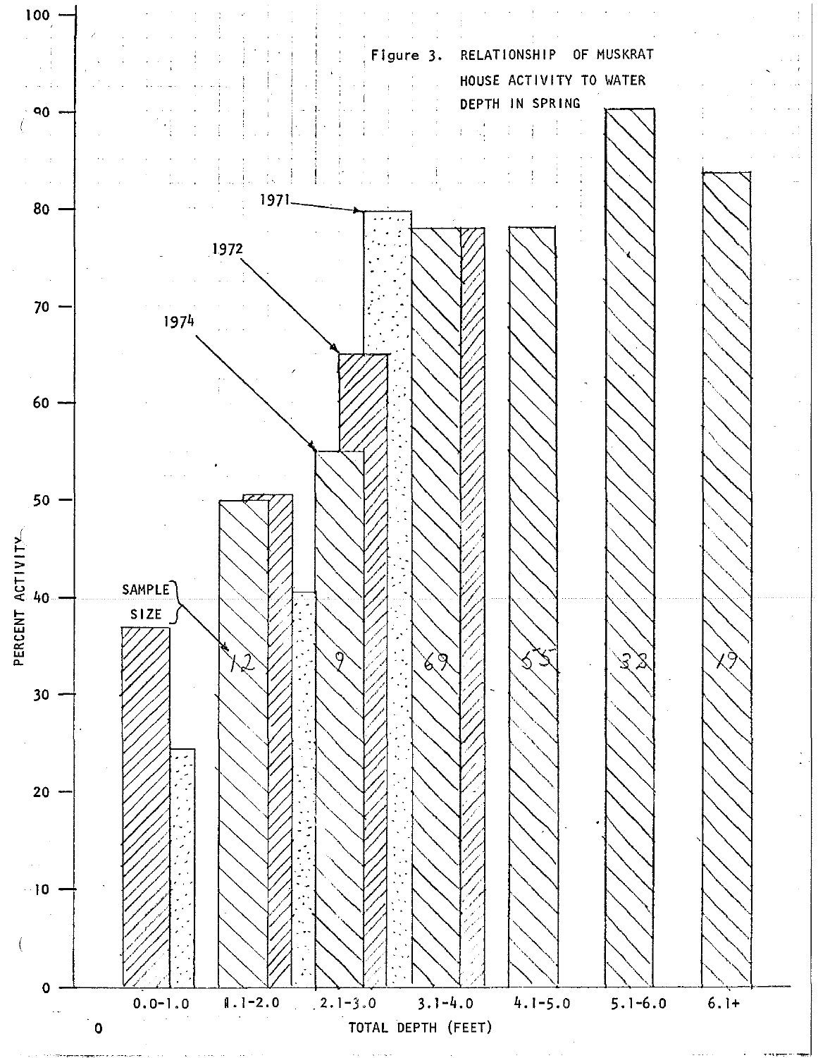Figure 3. RELATIONSHIP OF MUSKRAT HOUSE ACTIVITY TO WATER DEPTH IN SPRING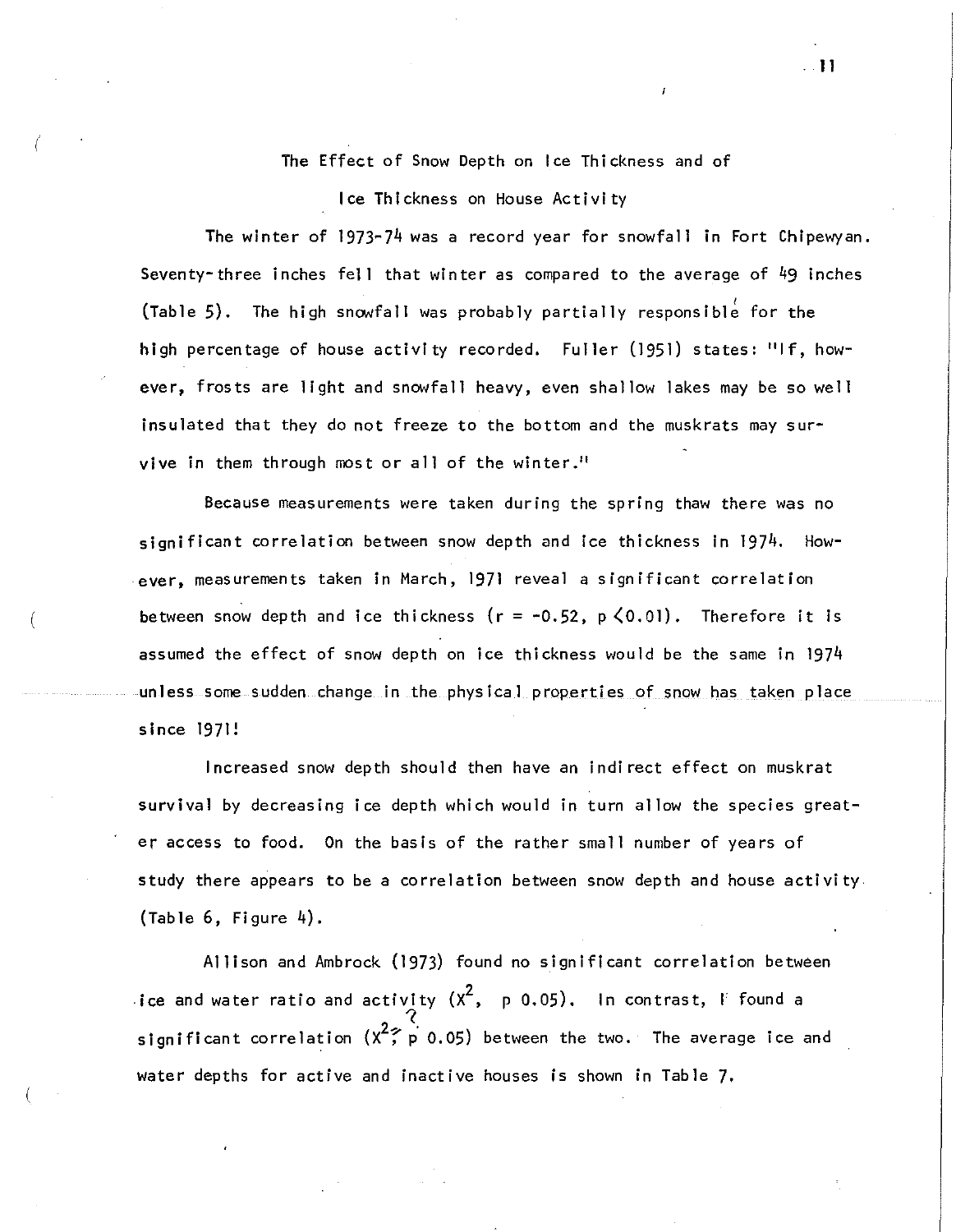## The Effect of Snow Depth on Ice Thickness and of Ice Thickness on House Activity

The winter of 1973-74 was a record year for snowfall in Fort Chipewyan. Seventy-three inches fell that winter as compared to the average of 49 inches (Table 5). The high snowfall was probably partially responsible for the high percentage of house activity recorded. Fuller (1951) states: "If, however, frosts are light and snowfall heavy, even shallow lakes may be so well insulated that they do not freeze to the bottom and the muskrats may survive in them through most or all of the winter."

Because measurements were taken during the spring thaw there was no significant correlation between snow depth and ice thickness in 1974. However, measurements taken in March, 1971 reveal a significant correlation between snow depth and ice thickness ($r = -0.52$, $p < 0.01$). Therefore it is assumed the effect of snow depth on ice thickness would be the same in 1974 unless some sudden change in the physical properties of snow has taken place since 1971!

Increased snow depth should then have an indirect effect on muskrat survival by decreasing ice depth which would in turn allow the species greater access to food. On the basis of the rather small number of years of study there appears to be a correlation between snow depth and house activity (Table 6, Figure 4).

Allison and Ambrock (1973) found no significant correlation between ice and water ratio and activity ($X^2$, p 0.05). In contrast, I found a significant correlation ($X^2$, p 0.05) between the two. The average ice and water depths for active and inactive houses is shown in Table 7.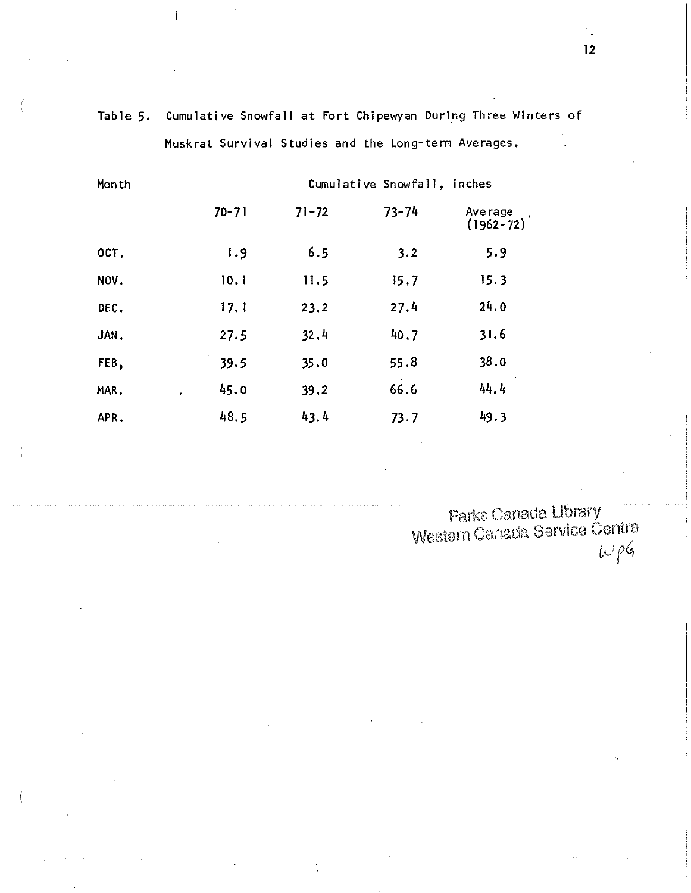Table 5. Cumulative Snowfall at Fort Chipewyan During Three Winters of Muskrat Survival Studies and the Long-term Averages.

| Month | Cumulative Snowfall, Inches | | | |
|---|---|---|---|---|
| | 70-71 | 71-72 | 73-74 | Average (1962-72) |
| OCT. | 1.9 | 6.5 | 3.2 | 5.9 |
| NOV. | 10.1 | 11.5 | 15.7 | 15.3 |
| DEC. | 17.1 | 23.2 | 27.4 | 24.0 |
| JAN. | 27.5 | 32.4 | 40.7 | 31.6 |
| FEB. | 39.5 | 35.0 | 55.8 | 38.0 |
| MAR. | 45.0 | 39.2 | 66.6 | 44.4 |
| APR. | 48.5 | 43.4 | 73.7 | 49.3 |

Parks Canada Library
Western Canada Service Centre
WPG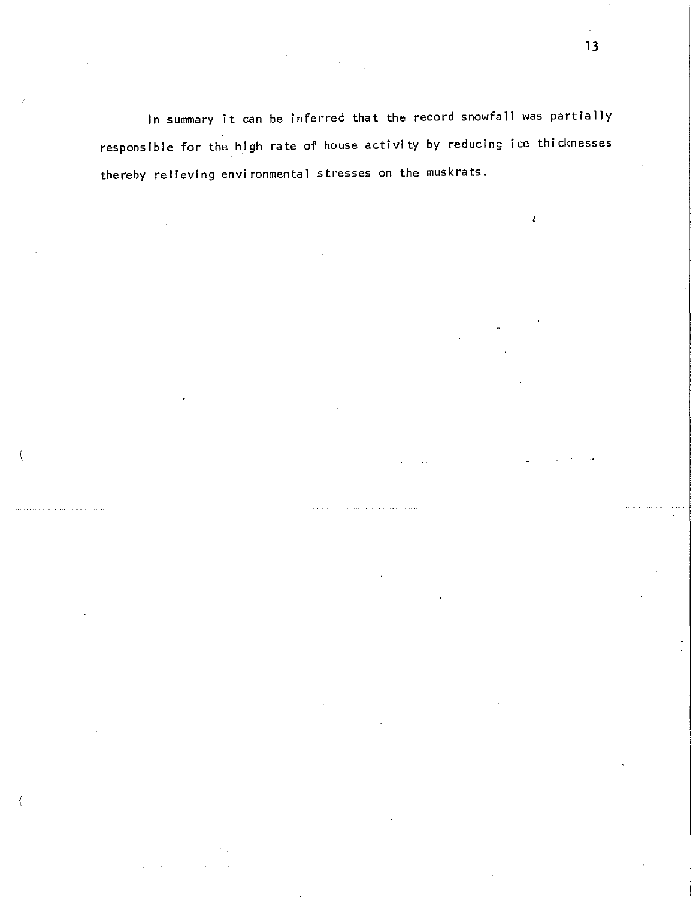In summary it can be inferred that the record snowfall was partially responsible for the high rate of house activity by reducing ice thicknesses thereby relieving environmental stresses on the muskrats.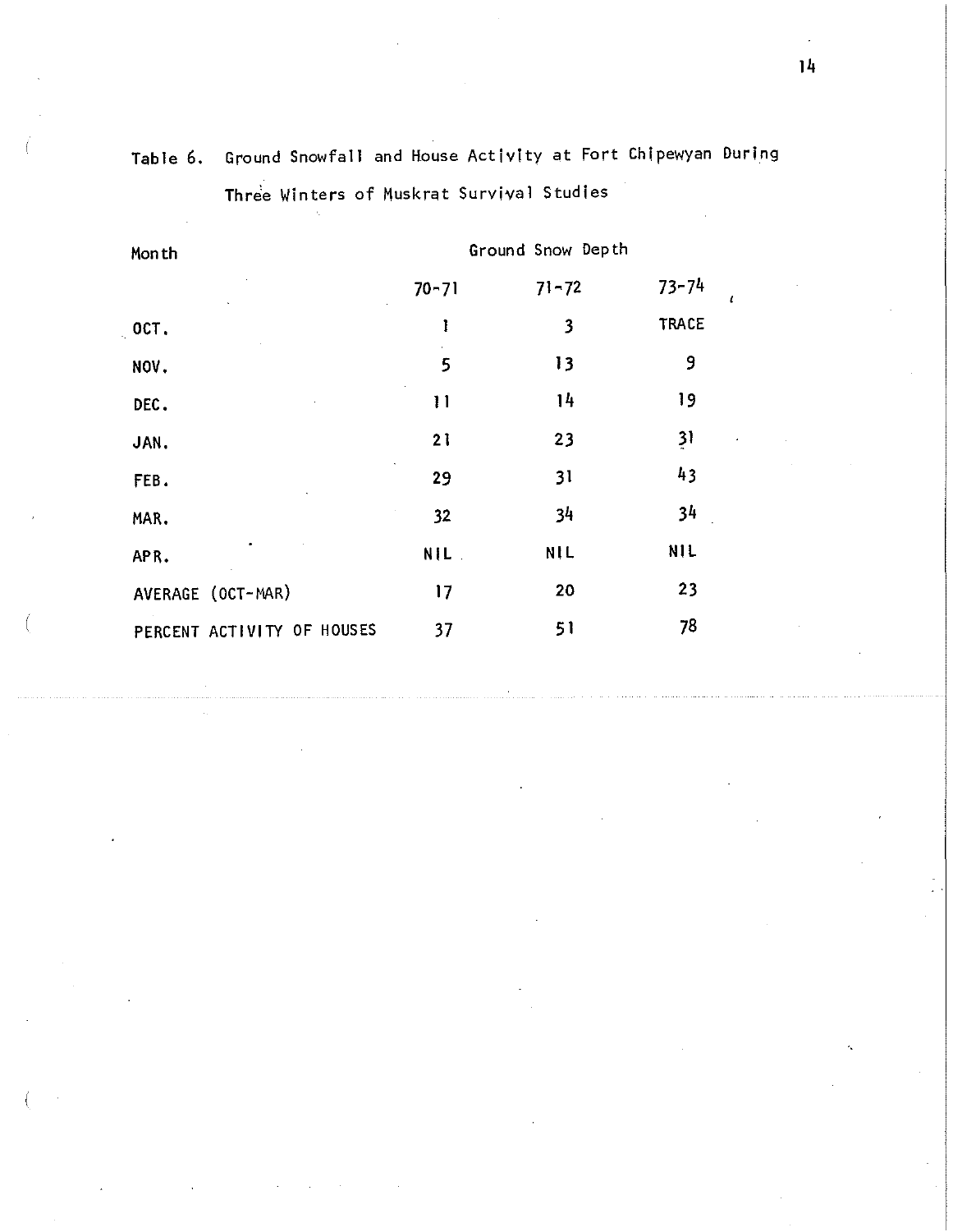Table 6. Ground Snowfall and House Activity at Fort Chipewyan During Three Winters of Muskrat Survival Studies

| Month | Ground Snow Depth | | |
|---|---|---|---|
| | 70-71 | 71-72 | 73-74 |
| OCT. | 1 | 3 | TRACE |
| NOV. | 5 | 13 | 9 |
| DEC. | 11 | 14 | 19 |
| JAN. | 21 | 23 | 31 |
| FEB. | 29 | 31 | 43 |
| MAR. | 32 | 34 | 34 |
| APR. | NIL | NIL | NIL |
| AVERAGE (OCT-MAR) | 17 | 20 | 23 |
| PERCENT ACTIVITY OF HOUSES | 37 | 51 | 78 |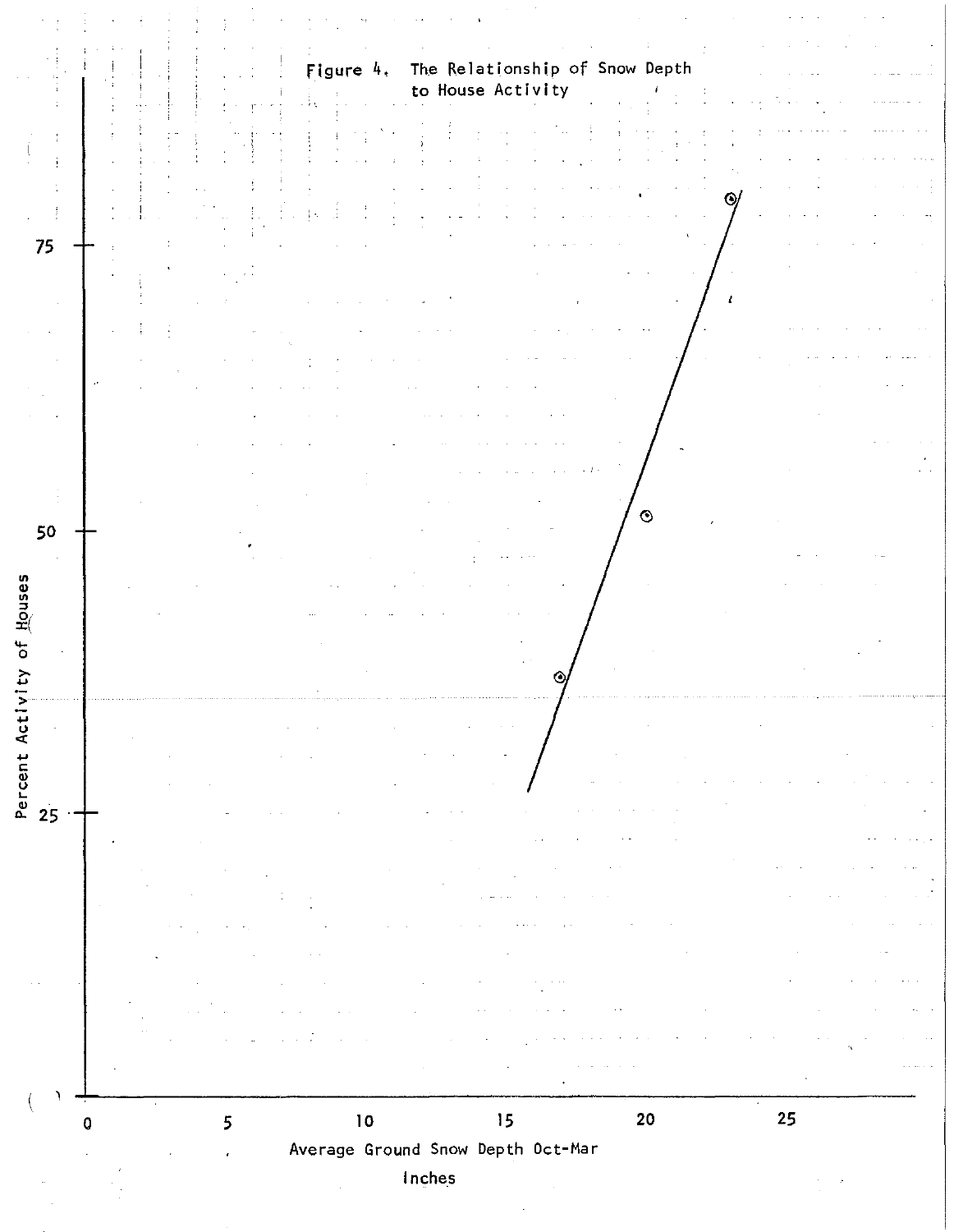Figure 4. The Relationship of Snow Depth to House Activity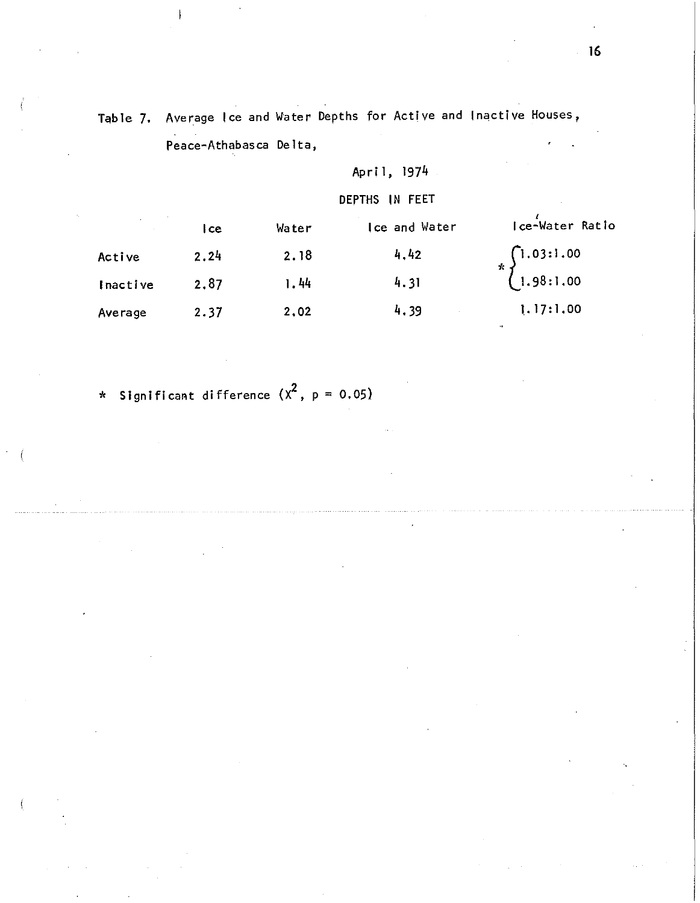Table 7. Average Ice and Water Depths for Active and Inactive Houses, Peace-Athabasca Delta,

April, 1974

DEPTHS IN FEET

| | Ice | Water | Ice and Water | Ice-Water Ratio |
|---|---|---|---|---|
| Active | 2.24 | 2.18 | 4.42 | * 1.03:1.00 |
| Inactive | 2.87 | 1.44 | 4.31 | * 1.98:1.00 |
| Average | 2.37 | 2.02 | 4.39 | 1.17:1.00 |

\* Significant difference ($\chi^2$, $p = 0.05$)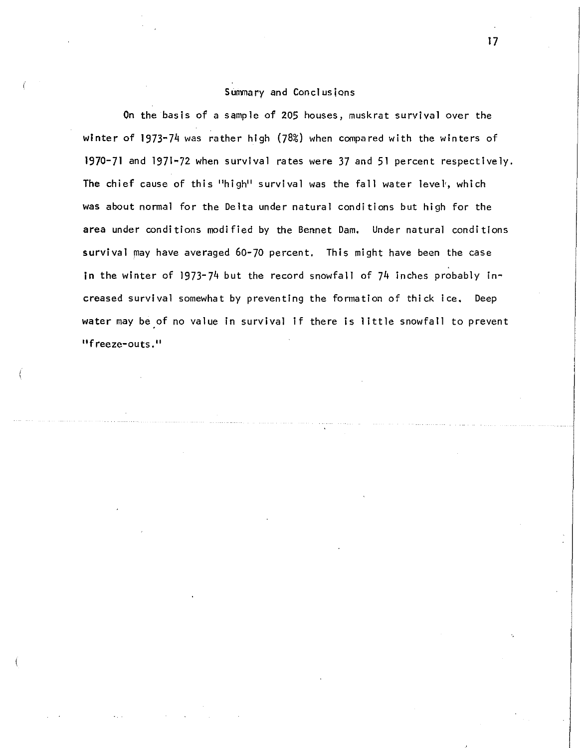## Summary and Conclusions

On the basis of a sample of 205 houses, muskrat survival over the winter of 1973-74 was rather high (78%) when compared with the winters of 1970-71 and 1971-72 when survival rates were 37 and 51 percent respectively. The chief cause of this "high" survival was the fall water level, which was about normal for the Delta under natural conditions but high for the area under conditions modified by the Bennet Dam. Under natural conditions survival may have averaged 60-70 percent. This might have been the case in the winter of 1973-74 but the record snowfall of 74 inches probably increased survival somewhat by preventing the formation of thick ice. Deep water may be of no value in survival if there is little snowfall to prevent "freeze-outs."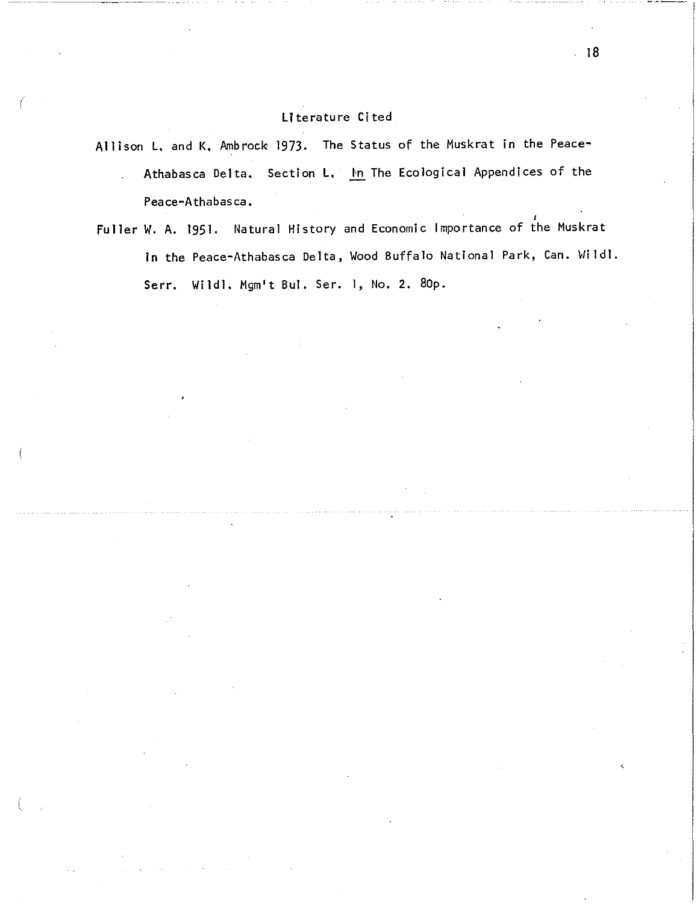## Literature Cited

Allison L. and K. Ambrock 1973. The Status of the Muskrat in the Peace-Athabasca Delta. Section L. In The Ecological Appendices of the Peace-Athabasca.

Fuller W. A. 1951. Natural History and Economic Importance of the Muskrat in the Peace-Athabasca Delta, Wood Buffalo National Park, Can. Wildl. Serr. Wildl. Mgm't Bul. Ser. 1, No. 2. 80p.